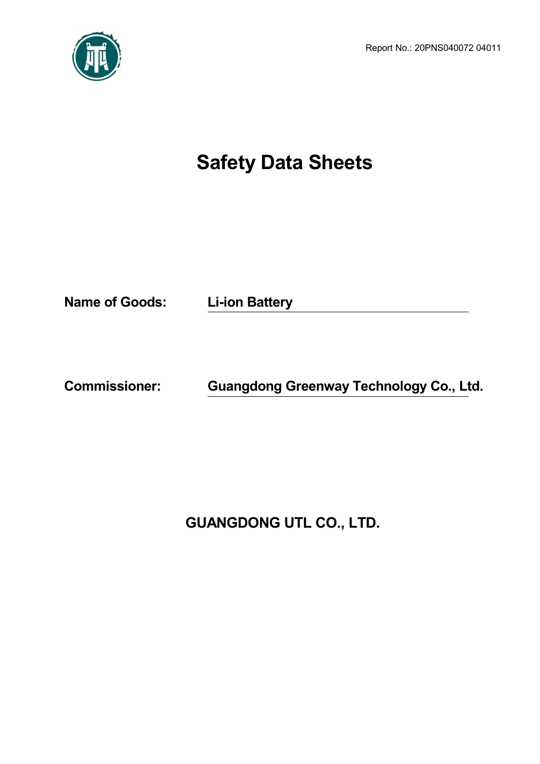Report No.: 20PNS040072 04011

# Safety Data Sheets

**Name of Goods:** Li-ion Battery

**Commissioner:** Guangdong Greenway Technology Co., Ltd.

**GUANGDONG UTL CO., LTD.**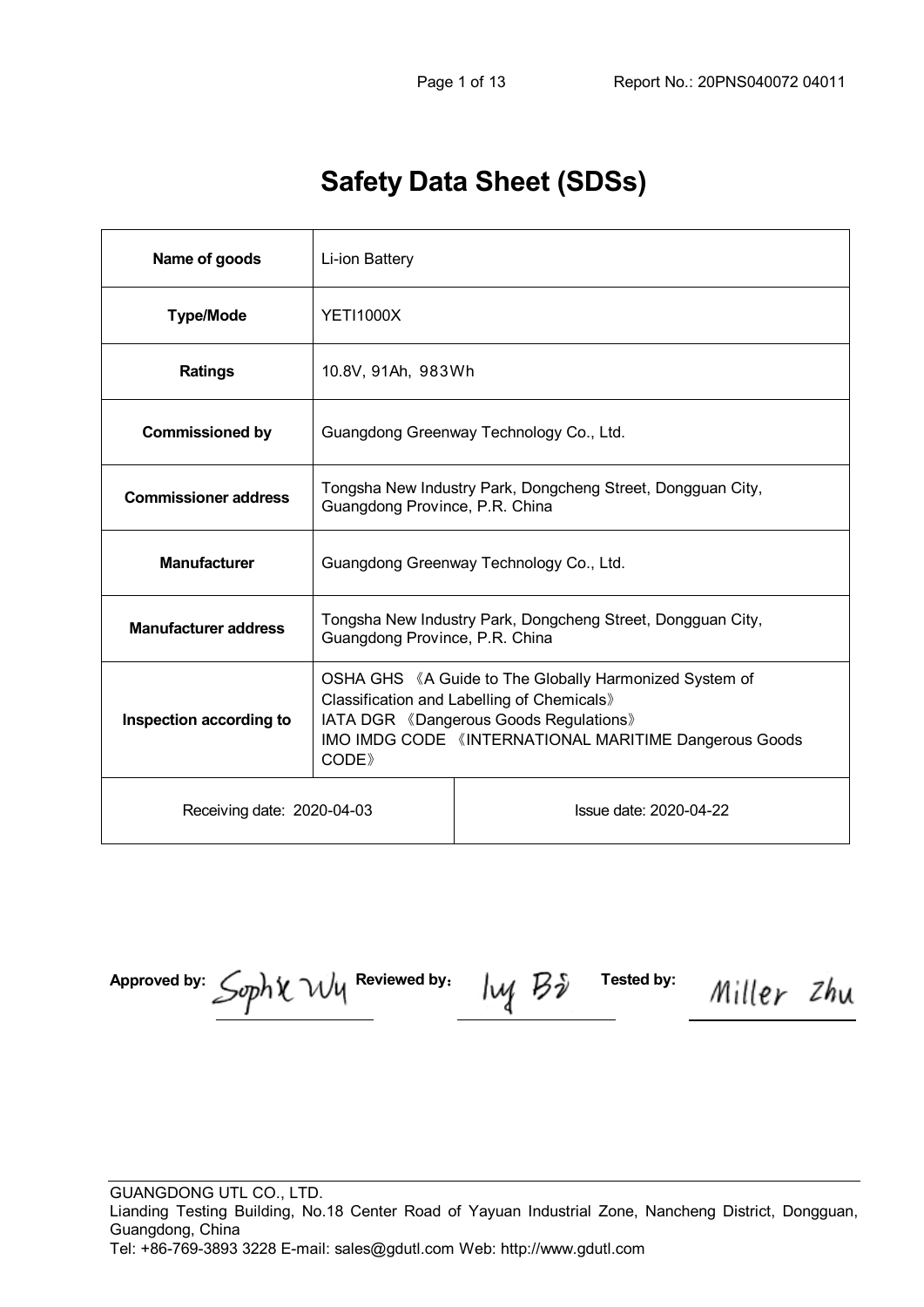# Safety Data Sheet (SDSs)

| Name of goods | Li-ion Battery | |
|---|---|---|
| Type/Mode | YETI1000X | |
| Ratings | 10.8V, 91Ah, 983Wh | |
| Commissioned by | Guangdong Greenway Technology Co., Ltd. | |
| Commissioner address | Tongsha New Industry Park, Dongcheng Street, Dongguan City, Guangdong Province, P.R. China | |
| Manufacturer | Guangdong Greenway Technology Co., Ltd. | |
| Manufacturer address | Tongsha New Industry Park, Dongcheng Street, Dongguan City, Guangdong Province, P.R. China | |
| Inspection according to | OSHA GHS 《A Guide to The Globally Harmonized System of Classification and Labelling of Chemicals》<br>IATA DGR 《Dangerous Goods Regulations》<br>IMO IMDG CODE 《INTERNATIONAL MARITIME Dangerous Goods CODE》 | |
| Receiving date: 2020-04-03 | | Issue date: 2020-04-22 |

**Approved by:** Sophie Wu **Reviewed by:** Ivy Bi **Tested by:** Miller Zhu

GUANGDONG UTL CO., LTD.
Lianding Testing Building, No.18 Center Road of Yayuan Industrial Zone, Nancheng District, Dongguan, Guangdong, China
Tel: +86-769-3893 3228 E-mail: sales@gdutl.com Web: http://www.gdutl.com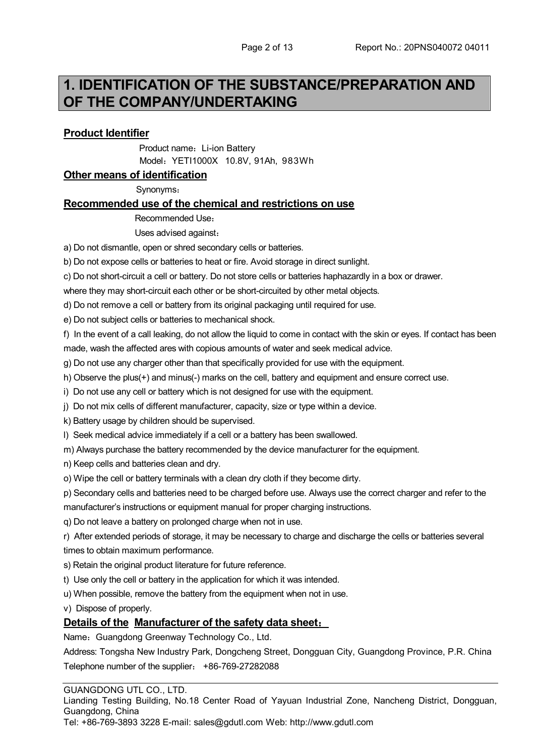# 1. IDENTIFICATION OF THE SUBSTANCE/PREPARATION AND OF THE COMPANY/UNDERTAKING

## Product Identifier

Product name：Li-ion Battery

Model：YETI1000X 10.8V, 91Ah, 983Wh

## Other means of identification

Synonyms：

## Recommended use of the chemical and restrictions on use

Recommended Use：

Uses advised against：

a) Do not dismantle, open or shred secondary cells or batteries.

b) Do not expose cells or batteries to heat or fire. Avoid storage in direct sunlight.

c) Do not short-circuit a cell or battery. Do not store cells or batteries haphazardly in a box or drawer. where they may short-circuit each other or be short-circuited by other metal objects.

d) Do not remove a cell or battery from its original packaging until required for use.

e) Do not subject cells or batteries to mechanical shock.

f) In the event of a call leaking, do not allow the liquid to come in contact with the skin or eyes. If contact has been made, wash the affected ares with copious amounts of water and seek medical advice.

g) Do not use any charger other than that specifically provided for use with the equipment.

h) Observe the plus(+) and minus(-) marks on the cell, battery and equipment and ensure correct use.

i) Do not use any cell or battery which is not designed for use with the equipment.

j) Do not mix cells of different manufacturer, capacity, size or type within a device.

k) Battery usage by children should be supervised.

l) Seek medical advice immediately if a cell or a battery has been swallowed.

m) Always purchase the battery recommended by the device manufacturer for the equipment.

n) Keep cells and batteries clean and dry.

o) Wipe the cell or battery terminals with a clean dry cloth if they become dirty.

p) Secondary cells and batteries need to be charged before use. Always use the correct charger and refer to the manufacturer's instructions or equipment manual for proper charging instructions.

q) Do not leave a battery on prolonged charge when not in use.

r) After extended periods of storage, it may be necessary to charge and discharge the cells or batteries several times to obtain maximum performance.

s) Retain the original product literature for future reference.

t) Use only the cell or battery in the application for which it was intended.

u) When possible, remove the battery from the equipment when not in use.

v) Dispose of properly.

## Details of the Manufacturer of the safety data sheet：

Name：Guangdong Greenway Technology Co., Ltd.

Address: Tongsha New Industry Park, Dongcheng Street, Dongguan City, Guangdong Province, P.R. China

Telephone number of the supplier： +86-769-27282088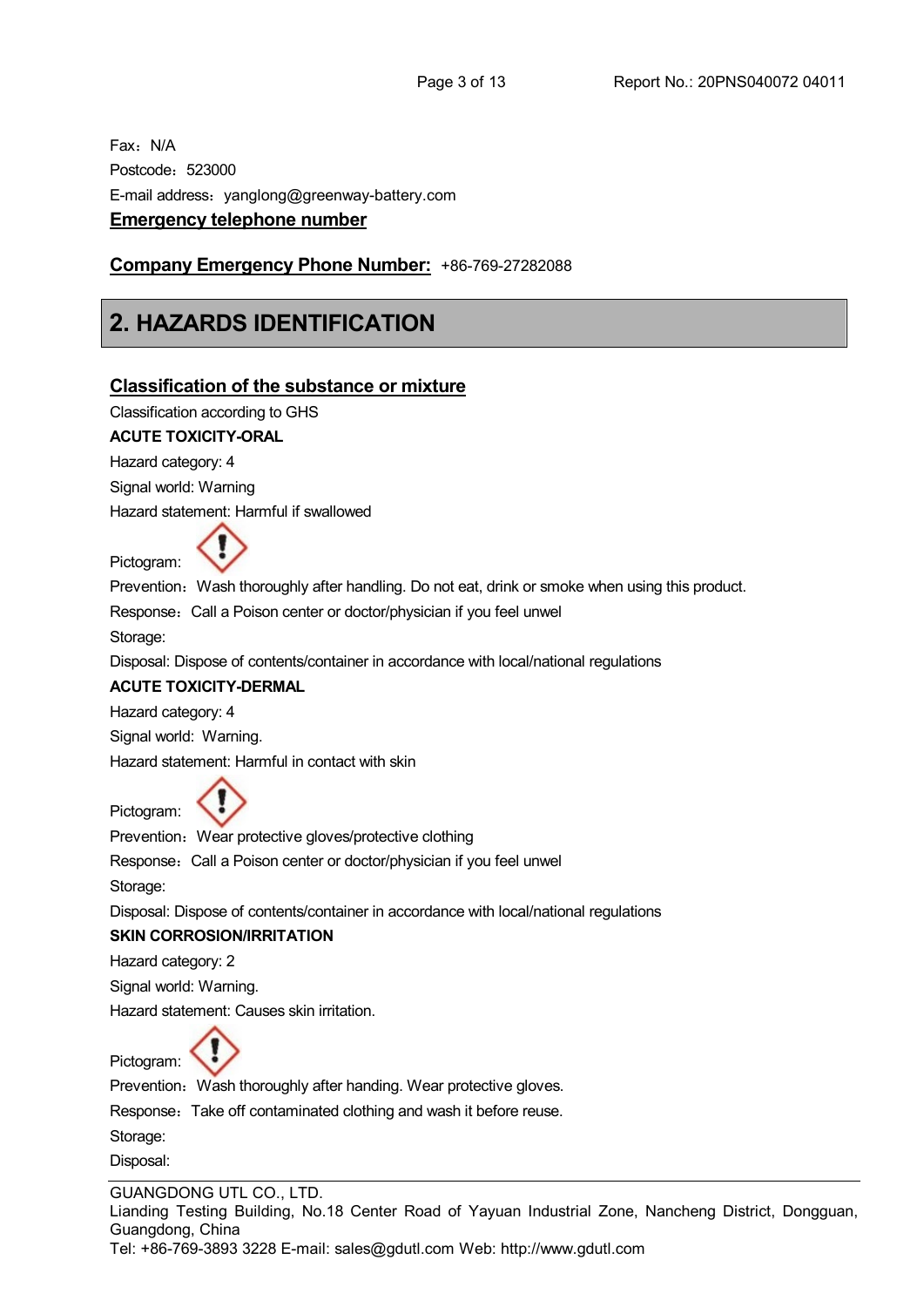Fax：N/A

Postcode：523000

E-mail address：yanglong@greenway-battery.com

**Emergency telephone number**

**Company Emergency Phone Number:** +86-769-27282088

## 2. HAZARDS IDENTIFICATION

### Classification of the substance or mixture

Classification according to GHS

**ACUTE TOXICITY-ORAL**

Hazard category: 4

Signal world: Warning

Hazard statement: Harmful if swallowed

Pictogram:

Prevention：Wash thoroughly after handling. Do not eat, drink or smoke when using this product.

Response：Call a Poison center or doctor/physician if you feel unwel

Storage:

Disposal: Dispose of contents/container in accordance with local/national regulations

**ACUTE TOXICITY-DERMAL**

Hazard category: 4

Signal world: Warning.

Hazard statement: Harmful in contact with skin

Pictogram:

Prevention：Wear protective gloves/protective clothing

Response：Call a Poison center or doctor/physician if you feel unwel

Storage:

Disposal: Dispose of contents/container in accordance with local/national regulations

**SKIN CORROSION/IRRITATION**

Hazard category: 2

Signal world: Warning.

Hazard statement: Causes skin irritation.

Pictogram:

Prevention：Wash thoroughly after handing. Wear protective gloves.

Response：Take off contaminated clothing and wash it before reuse.

Storage:

Disposal: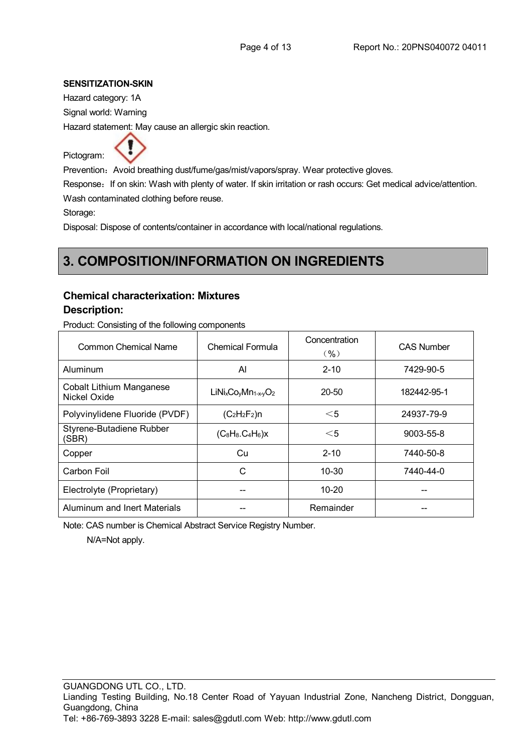**SENSITIZATION-SKIN**

Hazard category: 1A

Signal world: Warning

Hazard statement: May cause an allergic skin reaction.

Pictogram:

Prevention：Avoid breathing dust/fume/gas/mist/vapors/spray. Wear protective gloves.

Response：If on skin: Wash with plenty of water. If skin irritation or rash occurs: Get medical advice/attention. Wash contaminated clothing before reuse.

Storage:

Disposal: Dispose of contents/container in accordance with local/national regulations.

# 3. COMPOSITION/INFORMATION ON INGREDIENTS

### Chemical characterization: Mixtures

### Description:

Product: Consisting of the following components

| Common Chemical Name | Chemical Formula | Concentration （%） | CAS Number |
|---|---|---|---|
| Aluminum | Al | 2-10 | 7429-90-5 |
| Cobalt Lithium Manganese Nickel Oxide | $LiNi_xCo_yMn_{1-x-y}O_2$ | 20-50 | 182442-95-1 |
| Polyvinylidene Fluoride (PVDF) | $(C_2H_2F_2)n$ | ＜5 | 24937-79-9 |
| Styrene-Butadiene Rubber (SBR) | $(C_8H_8.C_4H_6)x$ | ＜5 | 9003-55-8 |
| Copper | Cu | 2-10 | 7440-50-8 |
| Carbon Foil | C | 10-30 | 7440-44-0 |
| Electrolyte (Proprietary) | -- | 10-20 | -- |
| Aluminum and Inert Materials | -- | Remainder | -- |

Note: CAS number is Chemical Abstract Service Registry Number.

N/A=Not apply.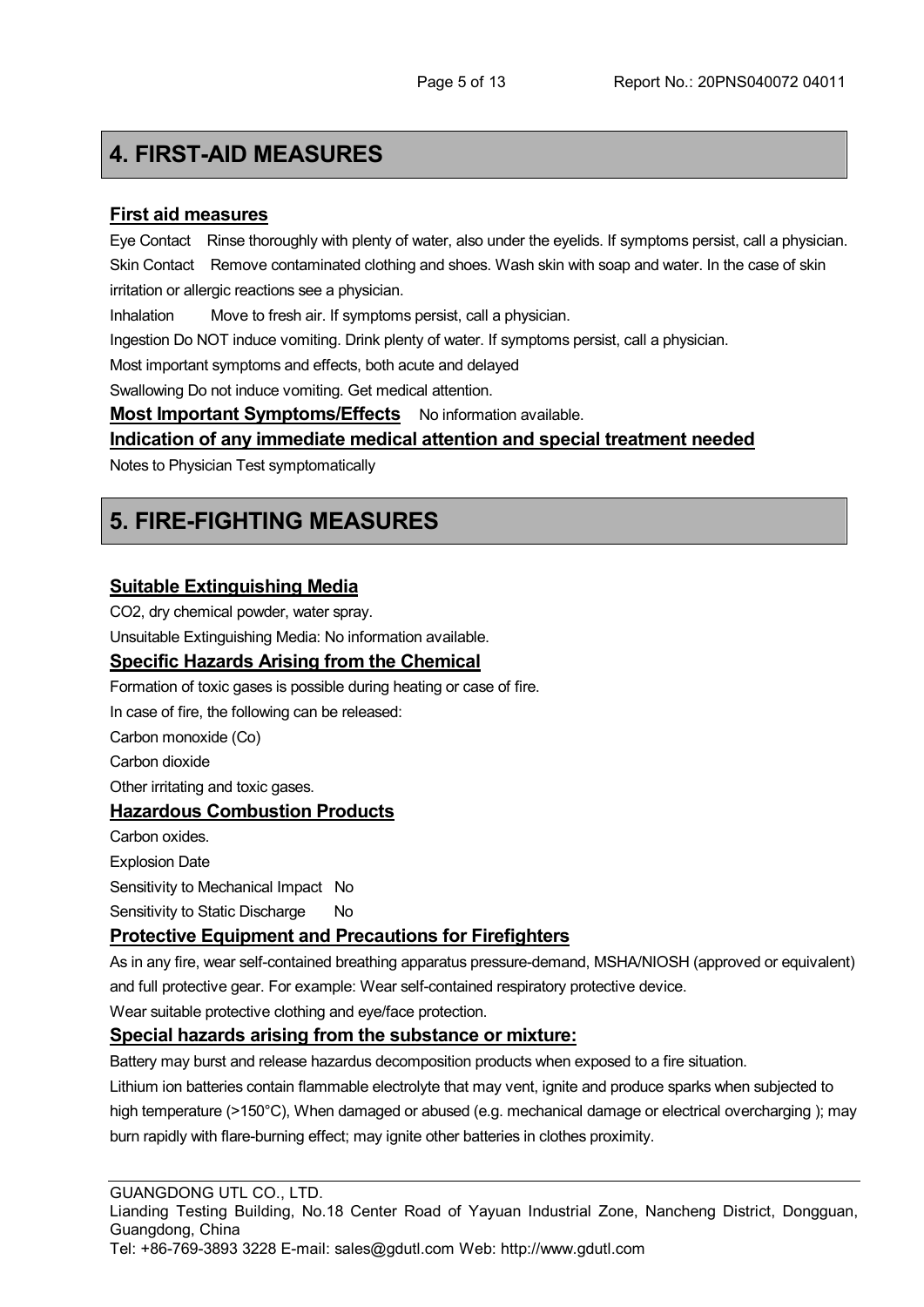## 4. FIRST-AID MEASURES

### First aid measures

Eye Contact Rinse thoroughly with plenty of water, also under the eyelids. If symptoms persist, call a physician.

Skin Contact Remove contaminated clothing and shoes. Wash skin with soap and water. In the case of skin irritation or allergic reactions see a physician.

Inhalation Move to fresh air. If symptoms persist, call a physician.

Ingestion Do NOT induce vomiting. Drink plenty of water. If symptoms persist, call a physician.

Most important symptoms and effects, both acute and delayed

Swallowing Do not induce vomiting. Get medical attention.

**Most Important Symptoms/Effects** No information available.

### Indication of any immediate medical attention and special treatment needed

Notes to Physician Test symptomatically

## 5. FIRE-FIGHTING MEASURES

### Suitable Extinguishing Media

CO2, dry chemical powder, water spray.

Unsuitable Extinguishing Media: No information available.

### Specific Hazards Arising from the Chemical

Formation of toxic gases is possible during heating or case of fire.

In case of fire, the following can be released:

Carbon monoxide (Co)

Carbon dioxide

Other irritating and toxic gases.

### Hazardous Combustion Products

Carbon oxides.

Explosion Date

Sensitivity to Mechanical Impact No

Sensitivity to Static Discharge No

### Protective Equipment and Precautions for Firefighters

As in any fire, wear self-contained breathing apparatus pressure-demand, MSHA/NIOSH (approved or equivalent) and full protective gear. For example: Wear self-contained respiratory protective device.

Wear suitable protective clothing and eye/face protection.

### Special hazards arising from the substance or mixture:

Battery may burst and release hazardus decomposition products when exposed to a fire situation.

Lithium ion batteries contain flammable electrolyte that may vent, ignite and produce sparks when subjected to high temperature (>150°C), When damaged or abused (e.g. mechanical damage or electrical overcharging ); may burn rapidly with flare-burning effect; may ignite other batteries in clothes proximity.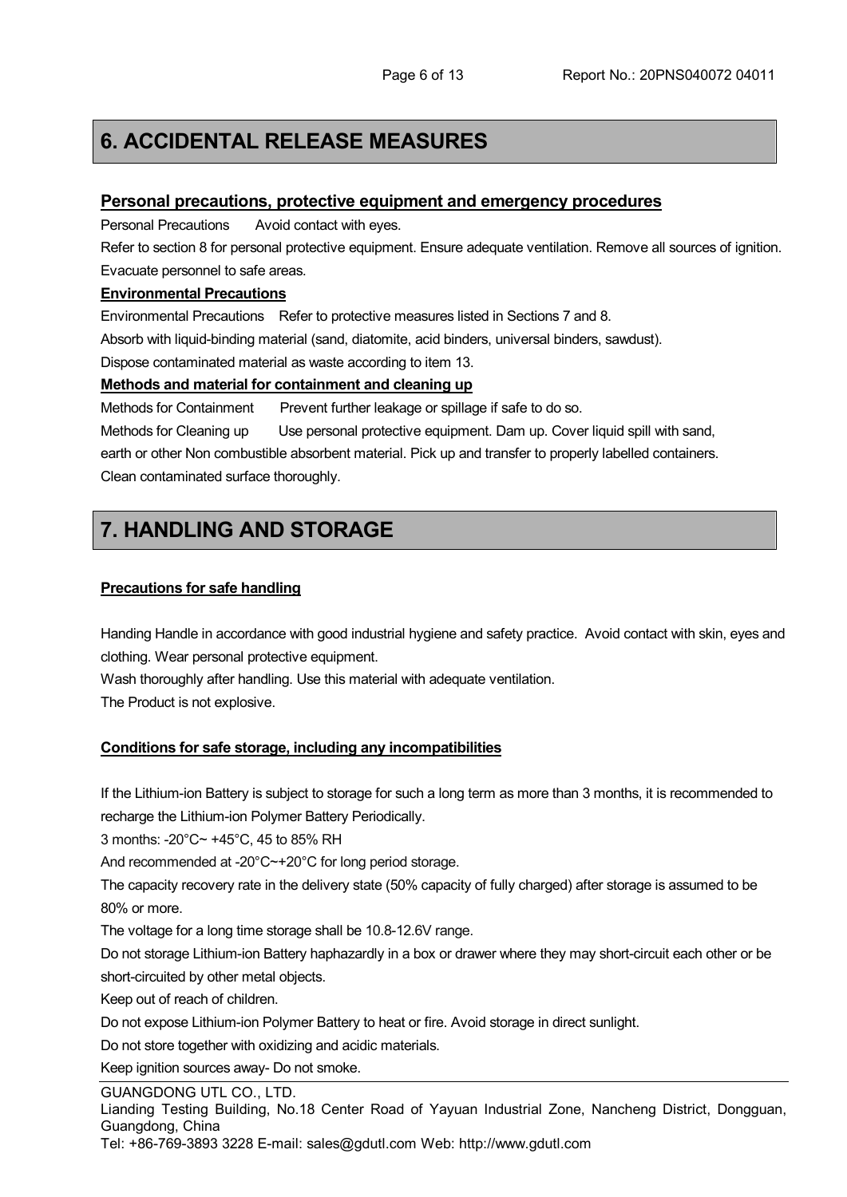# 6. ACCIDENTAL RELEASE MEASURES

## Personal precautions, protective equipment and emergency procedures

Personal Precautions Avoid contact with eyes.

Refer to section 8 for personal protective equipment. Ensure adequate ventilation. Remove all sources of ignition. Evacuate personnel to safe areas.

### Environmental Precautions

Environmental Precautions Refer to protective measures listed in Sections 7 and 8.

Absorb with liquid-binding material (sand, diatomite, acid binders, universal binders, sawdust).

Dispose contaminated material as waste according to item 13.

### Methods and material for containment and cleaning up

Methods for Containment Prevent further leakage or spillage if safe to do so.

Methods for Cleaning up Use personal protective equipment. Dam up. Cover liquid spill with sand, earth or other Non combustible absorbent material. Pick up and transfer to properly labelled containers. Clean contaminated surface thoroughly.

# 7. HANDLING AND STORAGE

### Precautions for safe handling

Handing Handle in accordance with good industrial hygiene and safety practice. Avoid contact with skin, eyes and clothing. Wear personal protective equipment.

Wash thoroughly after handling. Use this material with adequate ventilation.

The Product is not explosive.

### Conditions for safe storage, including any incompatibilities

If the Lithium-ion Battery is subject to storage for such a long term as more than 3 months, it is recommended to recharge the Lithium-ion Polymer Battery Periodically.

3 months: -20°C~ +45°C, 45 to 85% RH

And recommended at -20°C~+20°C for long period storage.

The capacity recovery rate in the delivery state (50% capacity of fully charged) after storage is assumed to be 80% or more.

The voltage for a long time storage shall be 10.8-12.6V range.

Do not storage Lithium-ion Battery haphazardly in a box or drawer where they may short-circuit each other or be short-circuited by other metal objects.

Keep out of reach of children.

Do not expose Lithium-ion Polymer Battery to heat or fire. Avoid storage in direct sunlight.

Do not store together with oxidizing and acidic materials.

Keep ignition sources away- Do not smoke.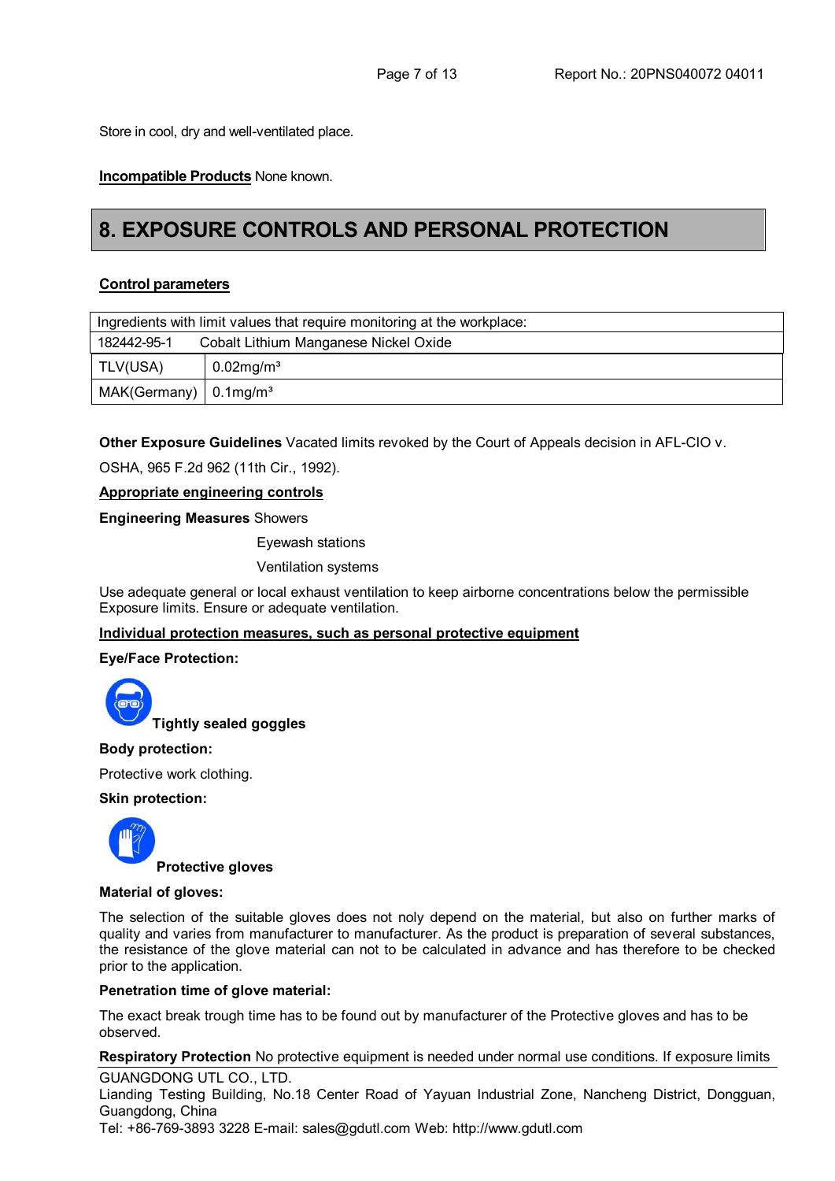Store in cool, dry and well-ventilated place.

**Incompatible Products** None known.

# 8. EXPOSURE CONTROLS AND PERSONAL PROTECTION

**Control parameters**

| Ingredients with limit values that require monitoring at the workplace: | |
|---|---|
| 182442-95-1 | Cobalt Lithium Manganese Nickel Oxide |
| TLV(USA) | 0.02mg/m³ |
| MAK(Germany) | 0.1mg/m³ |

**Other Exposure Guidelines** Vacated limits revoked by the Court of Appeals decision in AFL-CIO v. OSHA, 965 F.2d 962 (11th Cir., 1992).

**Appropriate engineering controls**

**Engineering Measures** Showers

Eyewash stations

Ventilation systems

Use adequate general or local exhaust ventilation to keep airborne concentrations below the permissible Exposure limits. Ensure or adequate ventilation.

**Individual protection measures, such as personal protective equipment**

**Eye/Face Protection:**

**Tightly sealed goggles**

**Body protection:**

Protective work clothing.

**Skin protection:**

**Protective gloves**

**Material of gloves:**

The selection of the suitable gloves does not noly depend on the material, but also on further marks of quality and varies from manufacturer to manufacturer. As the product is preparation of several substances, the resistance of the glove material can not to be calculated in advance and has therefore to be checked prior to the application.

**Penetration time of glove material:**

The exact break trough time has to be found out by manufacturer of the Protective gloves and has to be observed.

**Respiratory Protection** No protective equipment is needed under normal use conditions. If exposure limits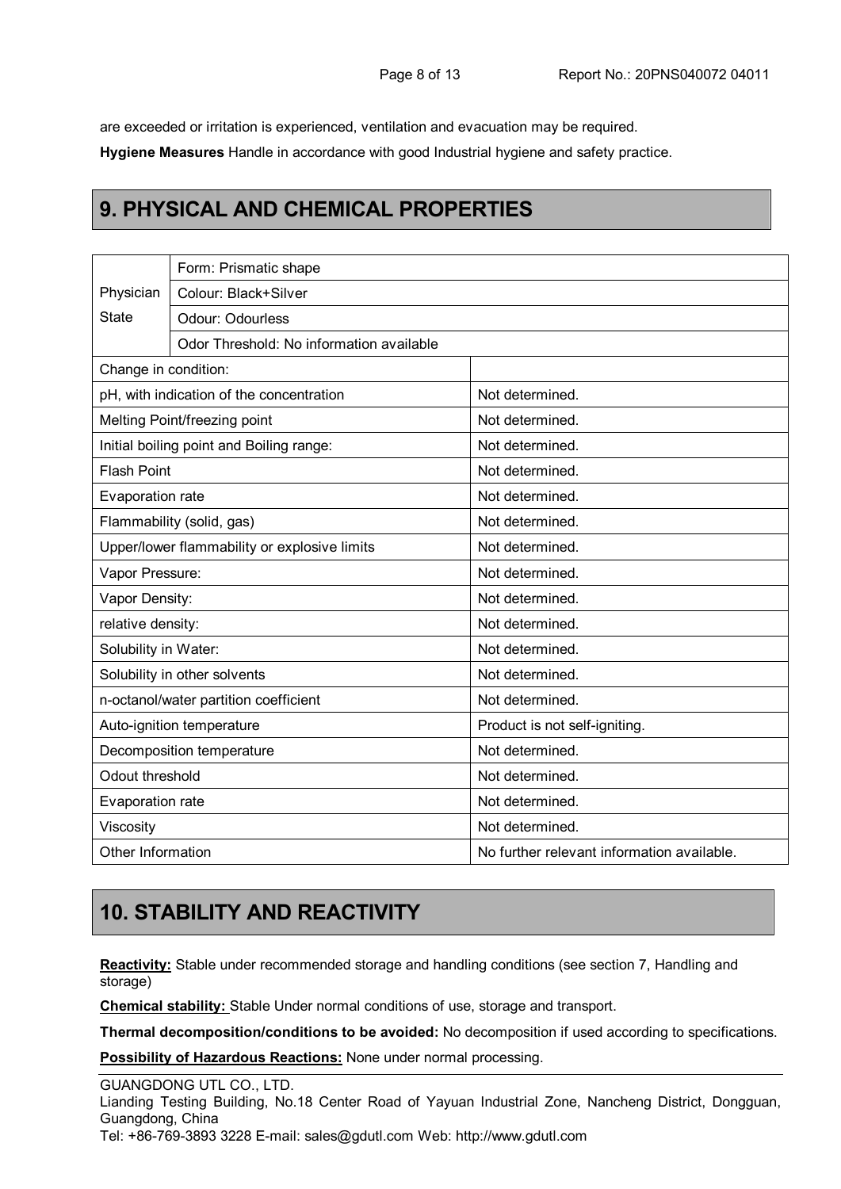are exceeded or irritation is experienced, ventilation and evacuation may be required.

**Hygiene Measures** Handle in accordance with good Industrial hygiene and safety practice.

## 9. PHYSICAL AND CHEMICAL PROPERTIES

| | | |
|---|---|---|
| Physician State | Form: Prismatic shape | |
| | Colour: Black+Silver | |
| | Odour: Odourless | |
| | Odor Threshold: No information available | |
| Change in condition: | | |
| pH, with indication of the concentration | | Not determined. |
| Melting Point/freezing point | | Not determined. |
| Initial boiling point and Boiling range: | | Not determined. |
| Flash Point | | Not determined. |
| Evaporation rate | | Not determined. |
| Flammability (solid, gas) | | Not determined. |
| Upper/lower flammability or explosive limits | | Not determined. |
| Vapor Pressure: | | Not determined. |
| Vapor Density: | | Not determined. |
| relative density: | | Not determined. |
| Solubility in Water: | | Not determined. |
| Solubility in other solvents | | Not determined. |
| n-octanol/water partition coefficient | | Not determined. |
| Auto-ignition temperature | | Product is not self-igniting. |
| Decomposition temperature | | Not determined. |
| Odout threshold | | Not determined. |
| Evaporation rate | | Not determined. |
| Viscosity | | Not determined. |
| Other Information | | No further relevant information available. |

## 10. STABILITY AND REACTIVITY

**Reactivity:** Stable under recommended storage and handling conditions (see section 7, Handling and storage)

**Chemical stability:** Stable Under normal conditions of use, storage and transport.

**Thermal decomposition/conditions to be avoided:** No decomposition if used according to specifications.

**Possibility of Hazardous Reactions:** None under normal processing.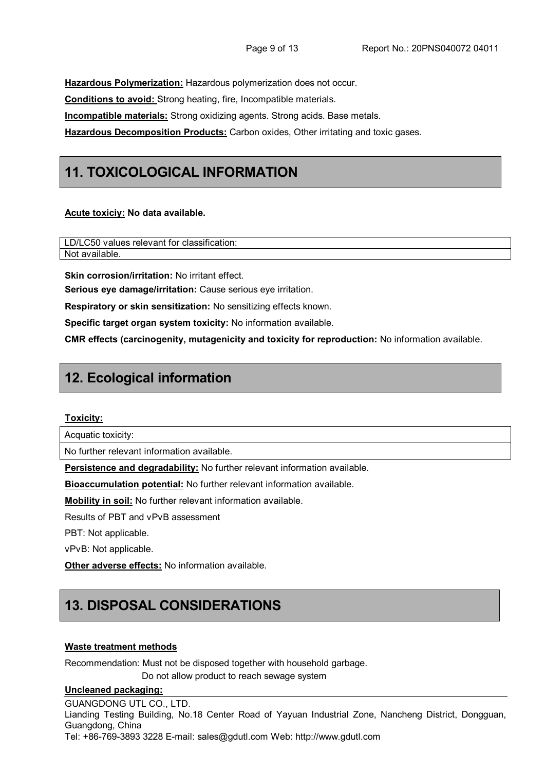**Hazardous Polymerization:** Hazardous polymerization does not occur.

**Conditions to avoid:** Strong heating, fire, Incompatible materials.

**Incompatible materials:** Strong oxidizing agents. Strong acids. Base metals.

**Hazardous Decomposition Products:** Carbon oxides, Other irritating and toxic gases.

## 11. TOXICOLOGICAL INFORMATION

**Acute toxiciy: No data available.**

| LD/LC50 values relevant for classification: |
| --- |
| Not available. |

**Skin corrosion/irritation:** No irritant effect.

**Serious eye damage/irritation:** Cause serious eye irritation.

**Respiratory or skin sensitization:** No sensitizing effects known.

**Specific target organ system toxicity:** No information available.

**CMR effects (carcinogenity, mutagenicity and toxicity for reproduction:** No information available.

## 12. Ecological information

**Toxicity:**

| Acquatic toxicity: |
| --- |
| No further relevant information available. |

**Persistence and degradability:** No further relevant information available.

**Bioaccumulation potential:** No further relevant information available.

**Mobility in soil:** No further relevant information available.

Results of PBT and vPvB assessment

PBT: Not applicable.

vPvB: Not applicable.

**Other adverse effects:** No information available.

## 13. DISPOSAL CONSIDERATIONS

**Waste treatment methods**

Recommendation: Must not be disposed together with household garbage.
Do not allow product to reach sewage system

**Uncleaned packaging:**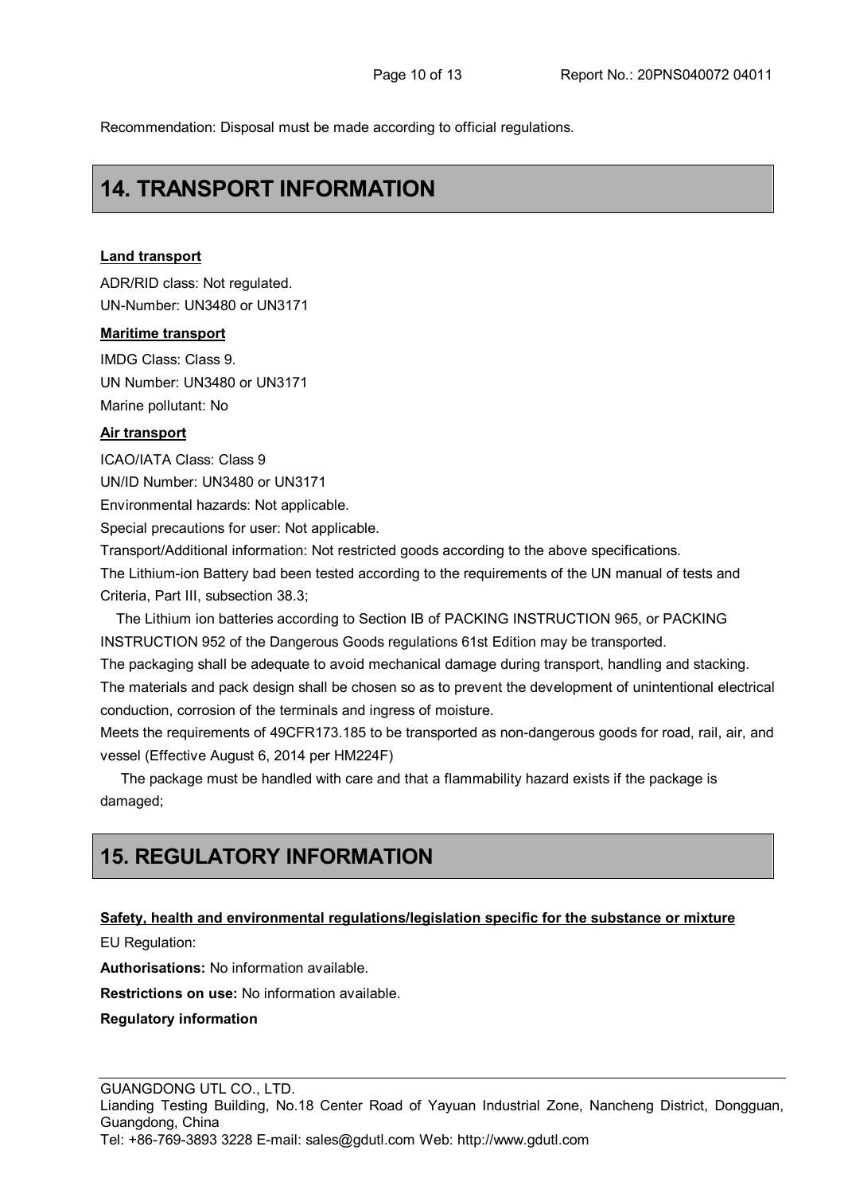Recommendation: Disposal must be made according to official regulations.

# 14. TRANSPORT INFORMATION

**Land transport**

ADR/RID class: Not regulated.
UN-Number: UN3480 or UN3171

**Maritime transport**

IMDG Class: Class 9.
UN Number: UN3480 or UN3171
Marine pollutant: No

**Air transport**

ICAO/IATA Class: Class 9
UN/ID Number: UN3480 or UN3171
Environmental hazards: Not applicable.
Special precautions for user: Not applicable.
Transport/Additional information: Not restricted goods according to the above specifications.
The Lithium-ion Battery bad been tested according to the requirements of the UN manual of tests and Criteria, Part III, subsection 38.3;
The Lithium ion batteries according to Section IB of PACKING INSTRUCTION 965, or PACKING INSTRUCTION 952 of the Dangerous Goods regulations 61st Edition may be transported.
The packaging shall be adequate to avoid mechanical damage during transport, handling and stacking.
The materials and pack design shall be chosen so as to prevent the development of unintentional electrical conduction, corrosion of the terminals and ingress of moisture.
Meets the requirements of 49CFR173.185 to be transported as non-dangerous goods for road, rail, air, and vessel (Effective August 6, 2014 per HM224F)
The package must be handled with care and that a flammability hazard exists if the package is damaged;

# 15. REGULATORY INFORMATION

**Safety, health and environmental regulations/legislation specific for the substance or mixture**

EU Regulation:

**Authorisations:** No information available.

**Restrictions on use:** No information available.

**Regulatory information**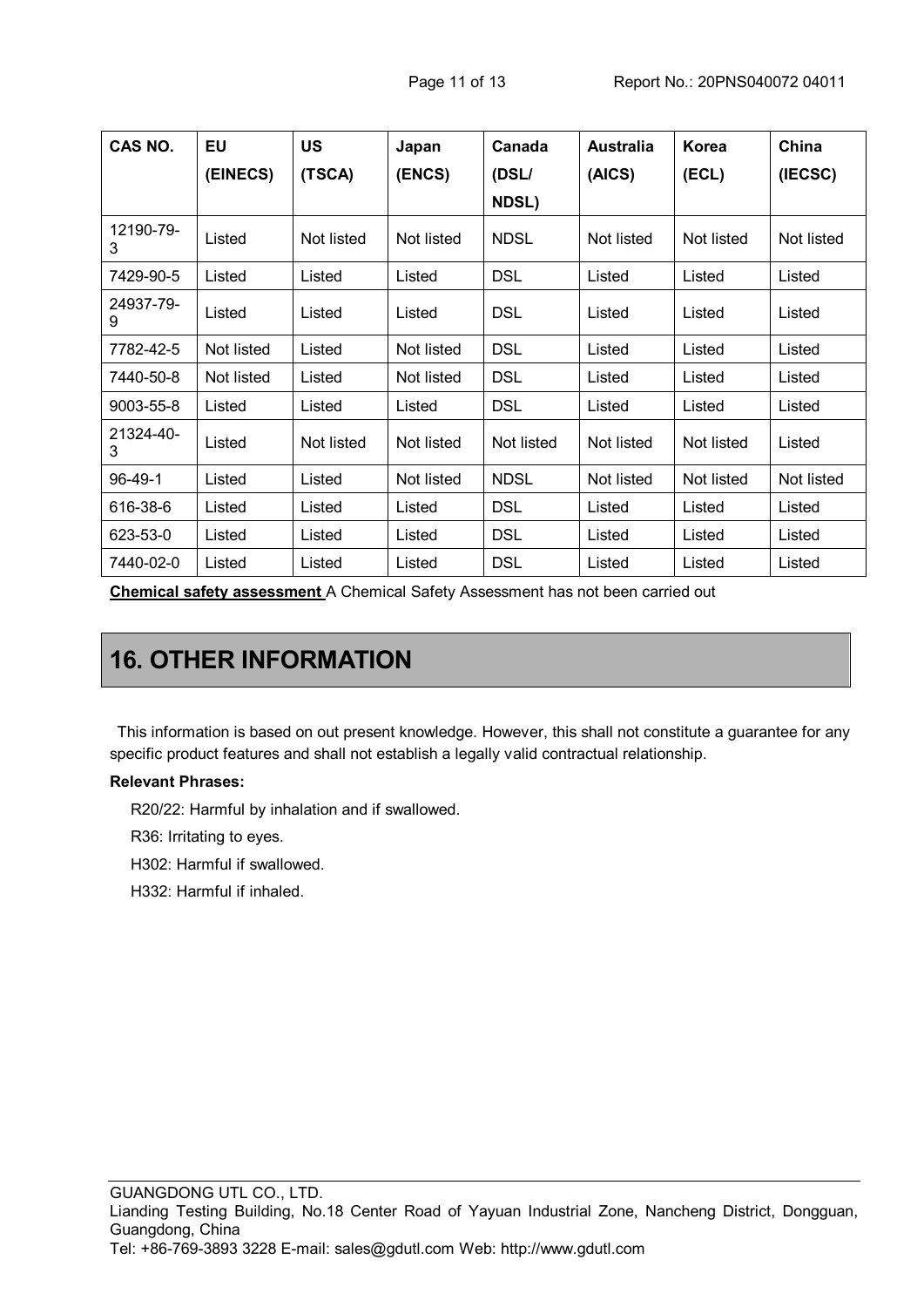| CAS NO. | EU (EINECS) | US (TSCA) | Japan (ENCS) | Canada (DSL/ NDSL) | Australia (AICS) | Korea (ECL) | China (IECSC) |
|---|---|---|---|---|---|---|---|
| 12190-79-3 | Listed | Not listed | Not listed | NDSL | Not listed | Not listed | Not listed |
| 7429-90-5 | Listed | Listed | Listed | DSL | Listed | Listed | Listed |
| 24937-79-9 | Listed | Listed | Listed | DSL | Listed | Listed | Listed |
| 7782-42-5 | Not listed | Listed | Not listed | DSL | Listed | Listed | Listed |
| 7440-50-8 | Not listed | Listed | Not listed | DSL | Listed | Listed | Listed |
| 9003-55-8 | Listed | Listed | Listed | DSL | Listed | Listed | Listed |
| 21324-40-3 | Listed | Not listed | Not listed | Not listed | Not listed | Not listed | Listed |
| 96-49-1 | Listed | Listed | Not listed | NDSL | Not listed | Not listed | Not listed |
| 616-38-6 | Listed | Listed | Listed | DSL | Listed | Listed | Listed |
| 623-53-0 | Listed | Listed | Listed | DSL | Listed | Listed | Listed |
| 7440-02-0 | Listed | Listed | Listed | DSL | Listed | Listed | Listed |

**Chemical safety assessment** A Chemical Safety Assessment has not been carried out

## 16. OTHER INFORMATION

This information is based on out present knowledge. However, this shall not constitute a guarantee for any specific product features and shall not establish a legally valid contractual relationship.

**Relevant Phrases:**

R20/22: Harmful by inhalation and if swallowed.

R36: Irritating to eyes.

H302: Harmful if swallowed.

H332: Harmful if inhaled.

GUANGDONG UTL CO., LTD.
Lianding Testing Building, No.18 Center Road of Yayuan Industrial Zone, Nancheng District, Dongguan, Guangdong, China
Tel: +86-769-3893 3228 E-mail: sales@gdutl.com Web: http://www.gdutl.com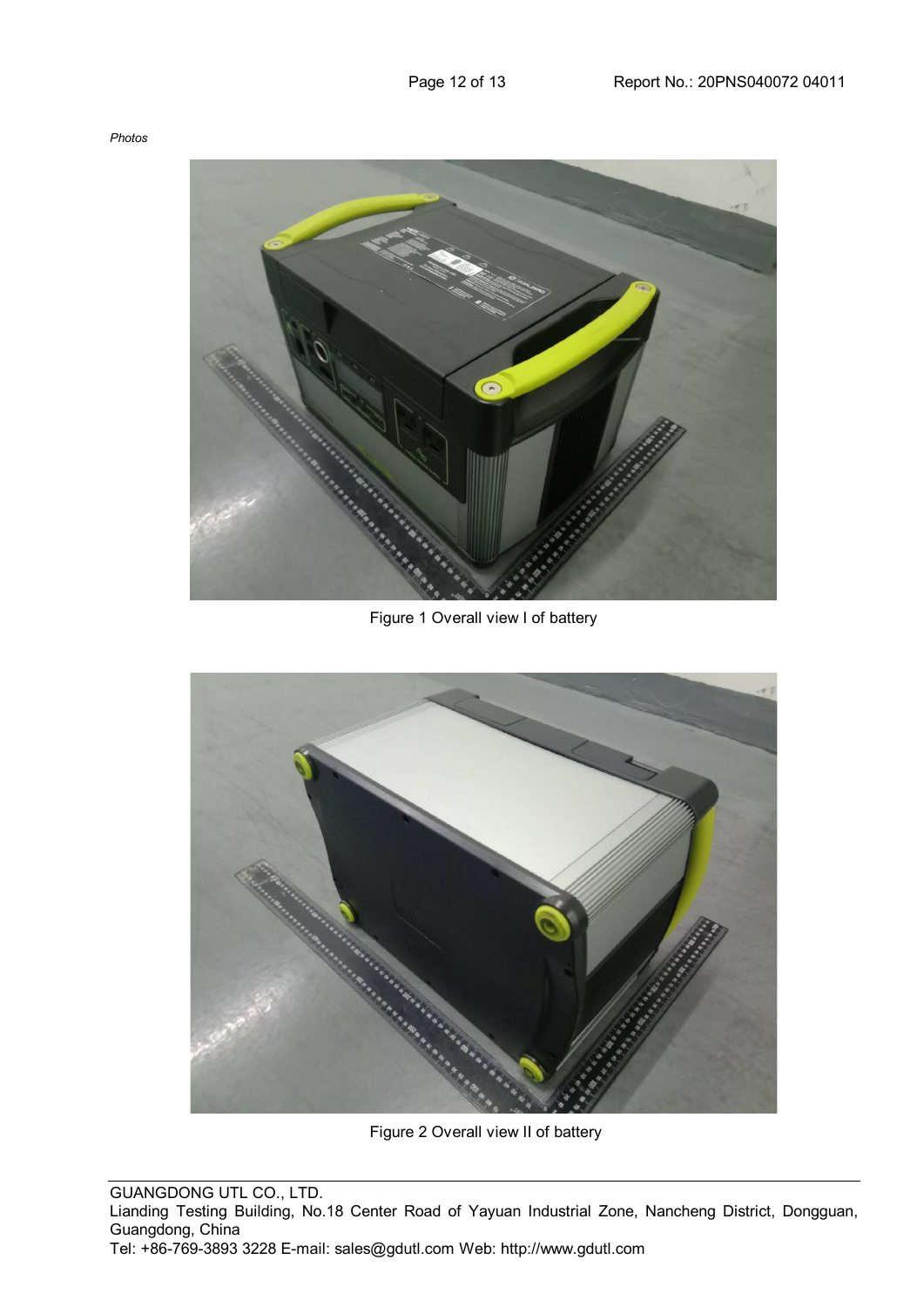*Photos*

Figure 1 Overall view I of battery

Figure 2 Overall view II of battery

GUANGDONG UTL CO., LTD.
Lianding Testing Building, No.18 Center Road of Yayuan Industrial Zone, Nancheng District, Dongguan, Guangdong, China
Tel: +86-769-3893 3228 E-mail: sales@gdutl.com Web: http://www.gdutl.com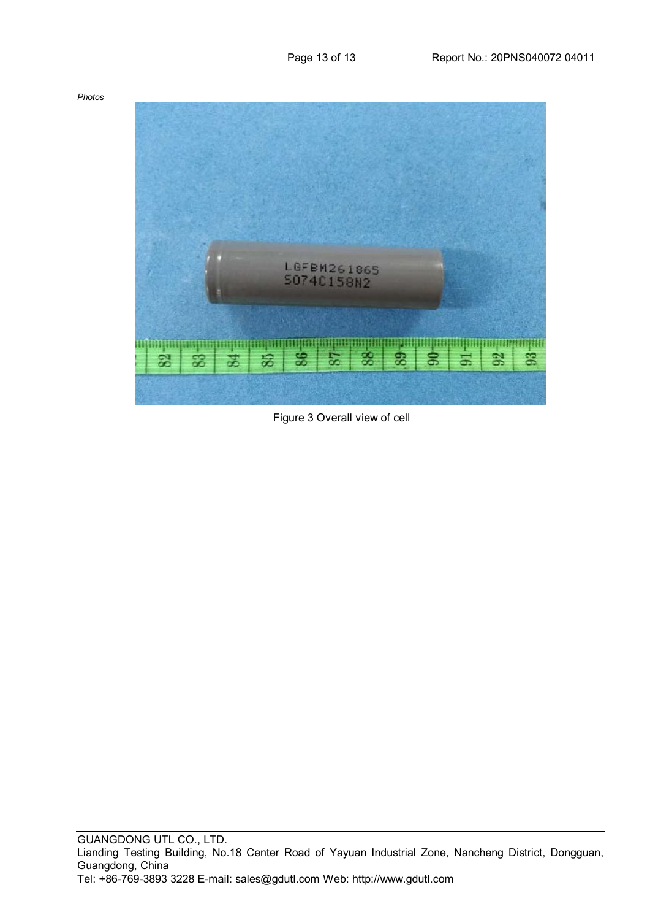*Photos*

Figure 3 Overall view of cell

GUANGDONG UTL CO., LTD.
Lianding Testing Building, No.18 Center Road of Yayuan Industrial Zone, Nancheng District, Dongguan, Guangdong, China
Tel: +86-769-3893 3228 E-mail: sales@gdutl.com Web: http://www.gdutl.com